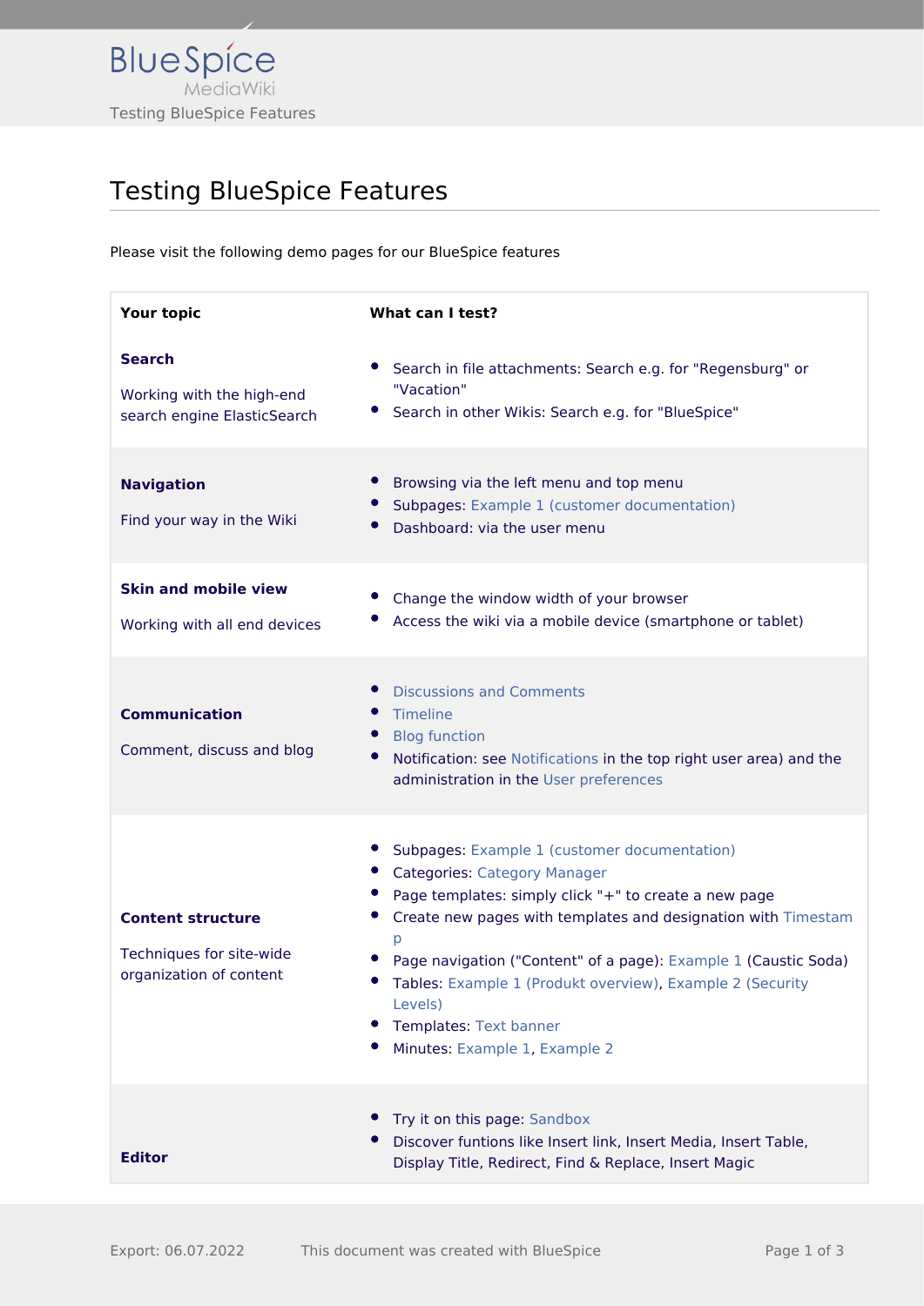# Testing BlueSpice Features

Please visit the following demo pages for our BlueSpice features

| Your topic | What can I test? |
| --- | --- |
| **Search**<br><br>Working with the high-end search engine ElasticSearch | • Search in file attachments: Search e.g. for "Regensburg" or "Vacation"<br>• Search in other Wikis: Search e.g. for "BlueSpice" |
| **Navigation**<br><br>Find your way in the Wiki | • Browsing via the left menu and top menu<br>• Subpages: Example 1 (customer documentation)<br>• Dashboard: via the user menu |
| **Skin and mobile view**<br><br>Working with all end devices | • Change the window width of your browser<br>• Access the wiki via a mobile device (smartphone or tablet) |
| **Communication**<br><br>Comment, discuss and blog | • Discussions and Comments<br>• Timeline<br>• Blog function<br>• Notification: see Notifications in the top right user area) and the administration in the User preferences |
| **Content structure**<br><br>Techniques for site-wide organization of content | • Subpages: Example 1 (customer documentation)<br>• Categories: Category Manager<br>• Page templates: simply click "+" to create a new page<br>• Create new pages with templates and designation with Timestamp<br>• Page navigation ("Content" of a page): Example 1 (Caustic Soda)<br>• Tables: Example 1 (Produkt overview), Example 2 (Security Levels)<br>• Templates: Text banner<br>• Minutes: Example 1, Example 2 |
| **Editor** | • Try it on this page: Sandbox<br>• Discover funtions like Insert link, Insert Media, Insert Table, Display Title, Redirect, Find & Replace, Insert Magic |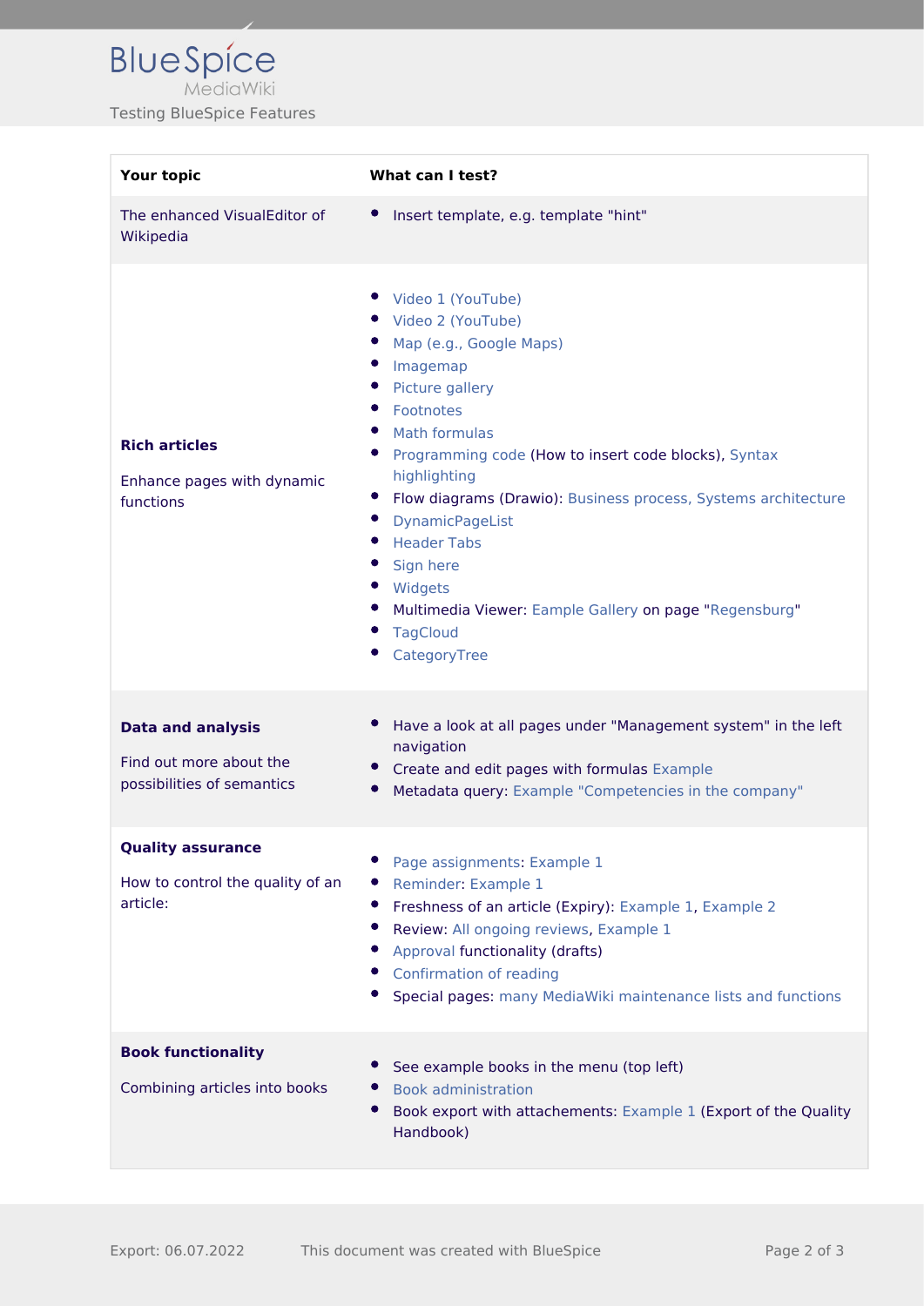| Your topic | What can I test? |
|---|---|
| The enhanced VisualEditor of Wikipedia | • Insert template, e.g. template "hint" |
| **Rich articles**<br><br>Enhance pages with dynamic functions | • Video 1 (YouTube)<br>• Video 2 (YouTube)<br>• Map (e.g., Google Maps)<br>• Imagemap<br>• Picture gallery<br>• Footnotes<br>• Math formulas<br>• Programming code (How to insert code blocks), Syntax highlighting<br>• Flow diagrams (Drawio): Business process, Systems architecture<br>• DynamicPageList<br>• Header Tabs<br>• Sign here<br>• Widgets<br>• Multimedia Viewer: Eample Gallery on page "Regensburg"<br>• TagCloud<br>• CategoryTree |
| **Data and analysis**<br><br>Find out more about the possibilities of semantics | • Have a look at all pages under "Management system" in the left navigation<br>• Create and edit pages with formulas Example<br>• Metadata query: Example "Competencies in the company" |
| **Quality assurance**<br><br>How to control the quality of an article: | • Page assignments: Example 1<br>• Reminder: Example 1<br>• Freshness of an article (Expiry): Example 1, Example 2<br>• Review: All ongoing reviews, Example 1<br>• Approval functionality (drafts)<br>• Confirmation of reading<br>• Special pages: many MediaWiki maintenance lists and functions |
| **Book functionality**<br><br>Combining articles into books | • See example books in the menu (top left)<br>• Book administration<br>• Book export with attachements: Example 1 (Export of the Quality Handbook) |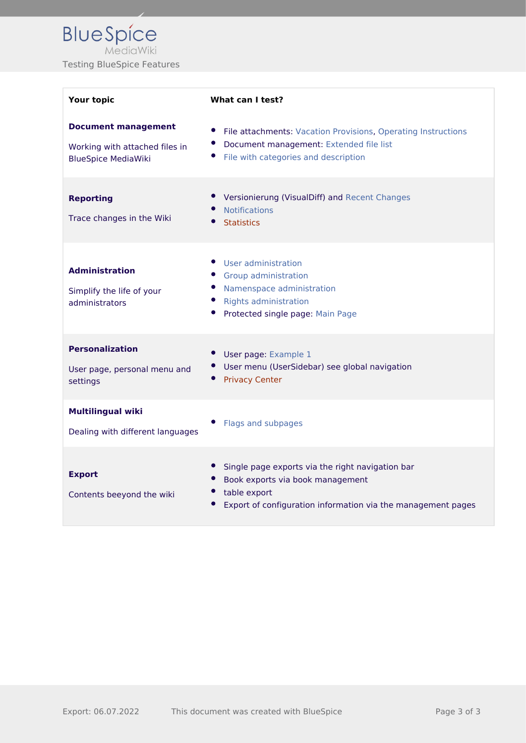| Your topic | What can I test? |
|---|---|
| **Document management**<br><br>Working with attached files in BlueSpice MediaWiki | • File attachments: Vacation Provisions, Operating Instructions<br>• Document management: Extended file list<br>• File with categories and description |
| **Reporting**<br><br>Trace changes in the Wiki | • Versionierung (VisualDiff) and Recent Changes<br>• Notifications<br>• Statistics |
| **Administration**<br><br>Simplify the life of your administrators | • User administration<br>• Group administration<br>• Namenspace administration<br>• Rights administration<br>• Protected single page: Main Page |
| **Personalization**<br><br>User page, personal menu and settings | • User page: Example 1<br>• User menu (UserSidebar) see global navigation<br>• Privacy Center |
| **Multilingual wiki**<br><br>Dealing with different languages | • Flags and subpages |
| **Export**<br><br>Contents beeyond the wiki | • Single page exports via the right navigation bar<br>• Book exports via book management<br>• table export<br>• Export of configuration information via the management pages |